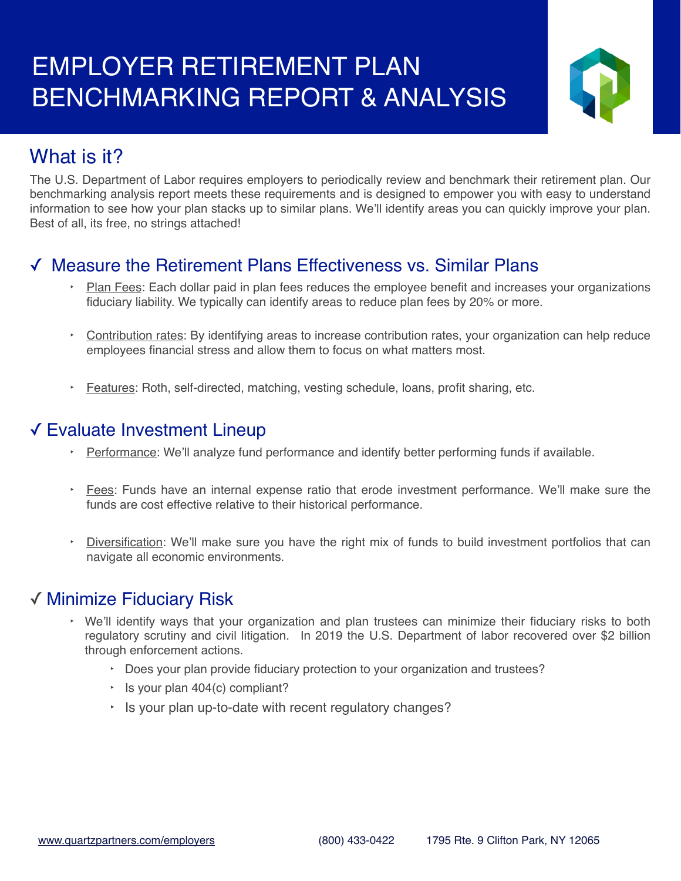# EMPLOYER RETIREMENT PLAN BENCHMARKING REPORT & ANALYSIS

## What is it?

The U.S. Department of Labor requires employers to periodically review and benchmark their retirement plan. Our benchmarking analysis report meets these requirements and is designed to empower you with easy to understand information to see how your plan stacks up to similar plans. We'll identify areas you can quickly improve your plan. Best of all, its free, no strings attached!

## ✓ Measure the Retirement Plans Effectiveness vs. Similar Plans

- Plan Fees: Each dollar paid in plan fees reduces the employee benefit and increases your organizations fiduciary liability. We typically can identify areas to reduce plan fees by 20% or more.

- Contribution rates: By identifying areas to increase contribution rates, your organization can help reduce employees financial stress and allow them to focus on what matters most.

- Features: Roth, self-directed, matching, vesting schedule, loans, profit sharing, etc.

## ✓ Evaluate Investment Lineup

- Performance: We'll analyze fund performance and identify better performing funds if available.

- Fees: Funds have an internal expense ratio that erode investment performance. We'll make sure the funds are cost effective relative to their historical performance.

- Diversification: We'll make sure you have the right mix of funds to build investment portfolios that can navigate all economic environments.

## ✓ Minimize Fiduciary Risk

- We'll identify ways that your organization and plan trustees can minimize their fiduciary risks to both regulatory scrutiny and civil litigation. In 2019 the U.S. Department of labor recovered over $2 billion through enforcement actions.
  - Does your plan provide fiduciary protection to your organization and trustees?
  - Is your plan 404(c) compliant?
  - Is your plan up-to-date with recent regulatory changes?

www.quartzpartners.com/employers (800) 433-0422 1795 Rte. 9 Clifton Park, NY 12065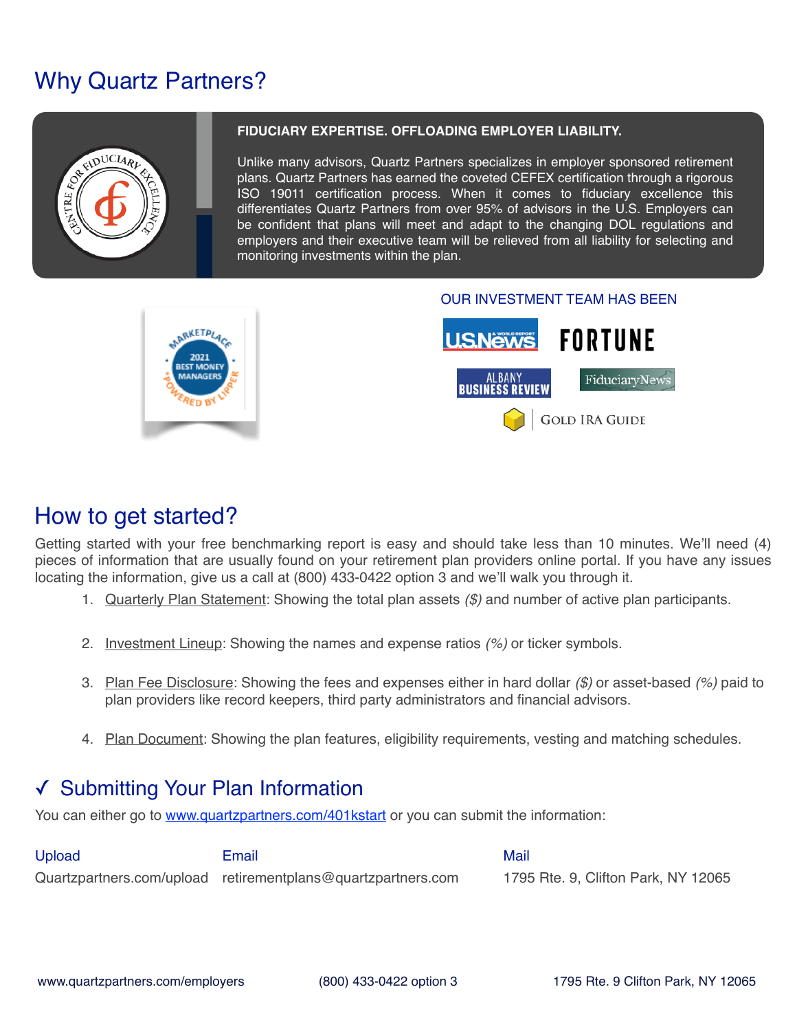## Why Quartz Partners?

**FIDUCIARY EXPERTISE. OFFLOADING EMPLOYER LIABILITY.**

Unlike many advisors, Quartz Partners specializes in employer sponsored retirement plans. Quartz Partners has earned the coveted CEFEX certification through a rigorous ISO 19011 certification process. When it comes to fiduciary excellence this differentiates Quartz Partners from over 95% of advisors in the U.S. Employers can be confident that plans will meet and adapt to the changing DOL regulations and employers and their executive team will be relieved from all liability for selecting and monitoring investments within the plan.

OUR INVESTMENT TEAM HAS BEEN

## How to get started?

Getting started with your free benchmarking report is easy and should take less than 10 minutes. We'll need (4) pieces of information that are usually found on your retirement plan providers online portal. If you have any issues locating the information, give us a call at (800) 433-0422 option 3 and we'll walk you through it.

1. Quarterly Plan Statement: Showing the total plan assets *($)* and number of active plan participants.
2. Investment Lineup: Showing the names and expense ratios *(%)* or ticker symbols.
3. Plan Fee Disclosure: Showing the fees and expenses either in hard dollar *($)* or asset-based *(%)* paid to plan providers like record keepers, third party administrators and financial advisors.
4. Plan Document: Showing the plan features, eligibility requirements, vesting and matching schedules.

## ✓ Submitting Your Plan Information

You can either go to www.quartzpartners.com/401kstart or you can submit the information:

| Upload | Email | Mail |
| --- | --- | --- |
| Quartzpartners.com/upload | retirementplans@quartzpartners.com | 1795 Rte. 9, Clifton Park, NY 12065 |

www.quartzpartners.com/employers (800) 433-0422 option 3 1795 Rte. 9 Clifton Park, NY 12065